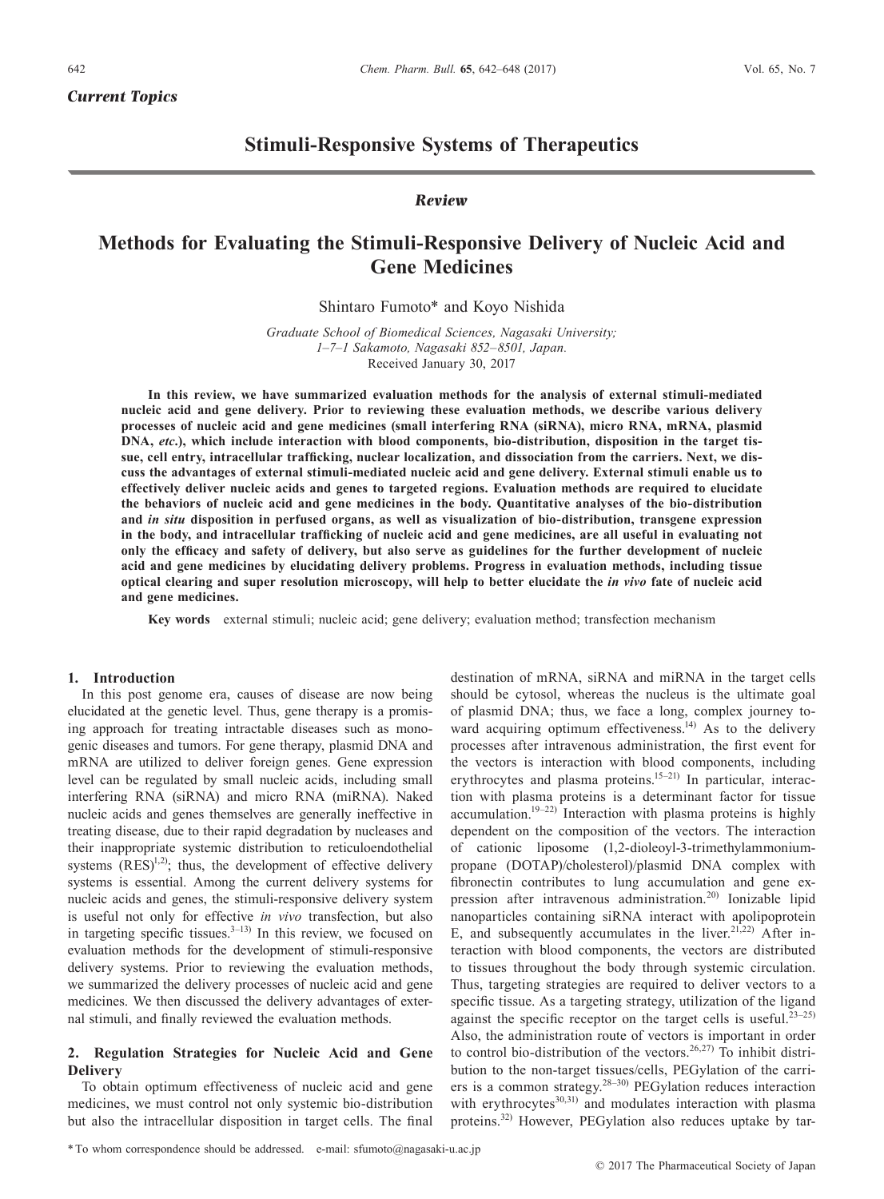*Current Topics*

# Stimuli-Responsive Systems of Therapeutics

*Review*

## Methods for Evaluating the Stimuli-Responsive Delivery of Nucleic Acid and Gene Medicines

Shintaro Fumoto* and Koyo Nishida

*Graduate School of Biomedical Sciences, Nagasaki University; 1–7–1 Sakamoto, Nagasaki 852–8501, Japan.*
Received January 30, 2017

**In this review, we have summarized evaluation methods for the analysis of external stimuli-mediated nucleic acid and gene delivery. Prior to reviewing these evaluation methods, we describe various delivery processes of nucleic acid and gene medicines (small interfering RNA (siRNA), micro RNA, mRNA, plasmid DNA, *etc.*), which include interaction with blood components, bio-distribution, disposition in the target tissue, cell entry, intracellular trafficking, nuclear localization, and dissociation from the carriers. Next, we discuss the advantages of external stimuli-mediated nucleic acid and gene delivery. External stimuli enable us to effectively deliver nucleic acids and genes to targeted regions. Evaluation methods are required to elucidate the behaviors of nucleic acid and gene medicines in the body. Quantitative analyses of the bio-distribution and *in situ* disposition in perfused organs, as well as visualization of bio-distribution, transgene expression in the body, and intracellular trafficking of nucleic acid and gene medicines, are all useful in evaluating not only the efficacy and safety of delivery, but also serve as guidelines for the further development of nucleic acid and gene medicines by elucidating delivery problems. Progress in evaluation methods, including tissue optical clearing and super resolution microscopy, will help to better elucidate the *in vivo* fate of nucleic acid and gene medicines.**

**Key words** external stimuli; nucleic acid; gene delivery; evaluation method; transfection mechanism

### 1. Introduction

In this post genome era, causes of disease are now being elucidated at the genetic level. Thus, gene therapy is a promising approach for treating intractable diseases such as monogenic diseases and tumors. For gene therapy, plasmid DNA and mRNA are utilized to deliver foreign genes. Gene expression level can be regulated by small nucleic acids, including small interfering RNA (siRNA) and micro RNA (miRNA). Naked nucleic acids and genes themselves are generally ineffective in treating disease, due to their rapid degradation by nucleases and their inappropriate systemic distribution to reticuloendothelial systems (RES)[1,2]; thus, the development of effective delivery systems is essential. Among the current delivery systems for nucleic acids and genes, the stimuli-responsive delivery system is useful not only for effective *in vivo* transfection, but also in targeting specific tissues.[3–13] In this review, we focused on evaluation methods for the development of stimuli-responsive delivery systems. Prior to reviewing the evaluation methods, we summarized the delivery processes of nucleic acid and gene medicines. We then discussed the delivery advantages of external stimuli, and finally reviewed the evaluation methods.

### 2. Regulation Strategies for Nucleic Acid and Gene Delivery

To obtain optimum effectiveness of nucleic acid and gene medicines, we must control not only systemic bio-distribution but also the intracellular disposition in target cells. The final destination of mRNA, siRNA and miRNA in the target cells should be cytosol, whereas the nucleus is the ultimate goal of plasmid DNA; thus, we face a long, complex journey toward acquiring optimum effectiveness.[14] As to the delivery processes after intravenous administration, the first event for the vectors is interaction with blood components, including erythrocytes and plasma proteins.[15–21] In particular, interaction with plasma proteins is a determinant factor for tissue accumulation.[19–22] Interaction with plasma proteins is highly dependent on the composition of the vectors. The interaction of cationic liposome (1,2-dioleoyl-3-trimethylammonium-propane (DOTAP)/cholesterol)/plasmid DNA complex with fibronectin contributes to lung accumulation and gene expression after intravenous administration.[20] Ionizable lipid nanoparticles containing siRNA interact with apolipoprotein E, and subsequently accumulates in the liver.[21,22] After interaction with blood components, the vectors are distributed to tissues throughout the body through systemic circulation. Thus, targeting strategies are required to deliver vectors to a specific tissue. As a targeting strategy, utilization of the ligand against the specific receptor on the target cells is useful.[23–25] Also, the administration route of vectors is important in order to control bio-distribution of the vectors.[26,27] To inhibit distribution to the non-target tissues/cells, PEGylation of the carriers is a common strategy.[28–30] PEGylation reduces interaction with erythrocytes[30,31] and modulates interaction with plasma proteins.[32] However, PEGylation also reduces uptake by tar-

\* To whom correspondence should be addressed. e-mail: sfumoto@nagasaki-u.ac.jp

© 2017 The Pharmaceutical Society of Japan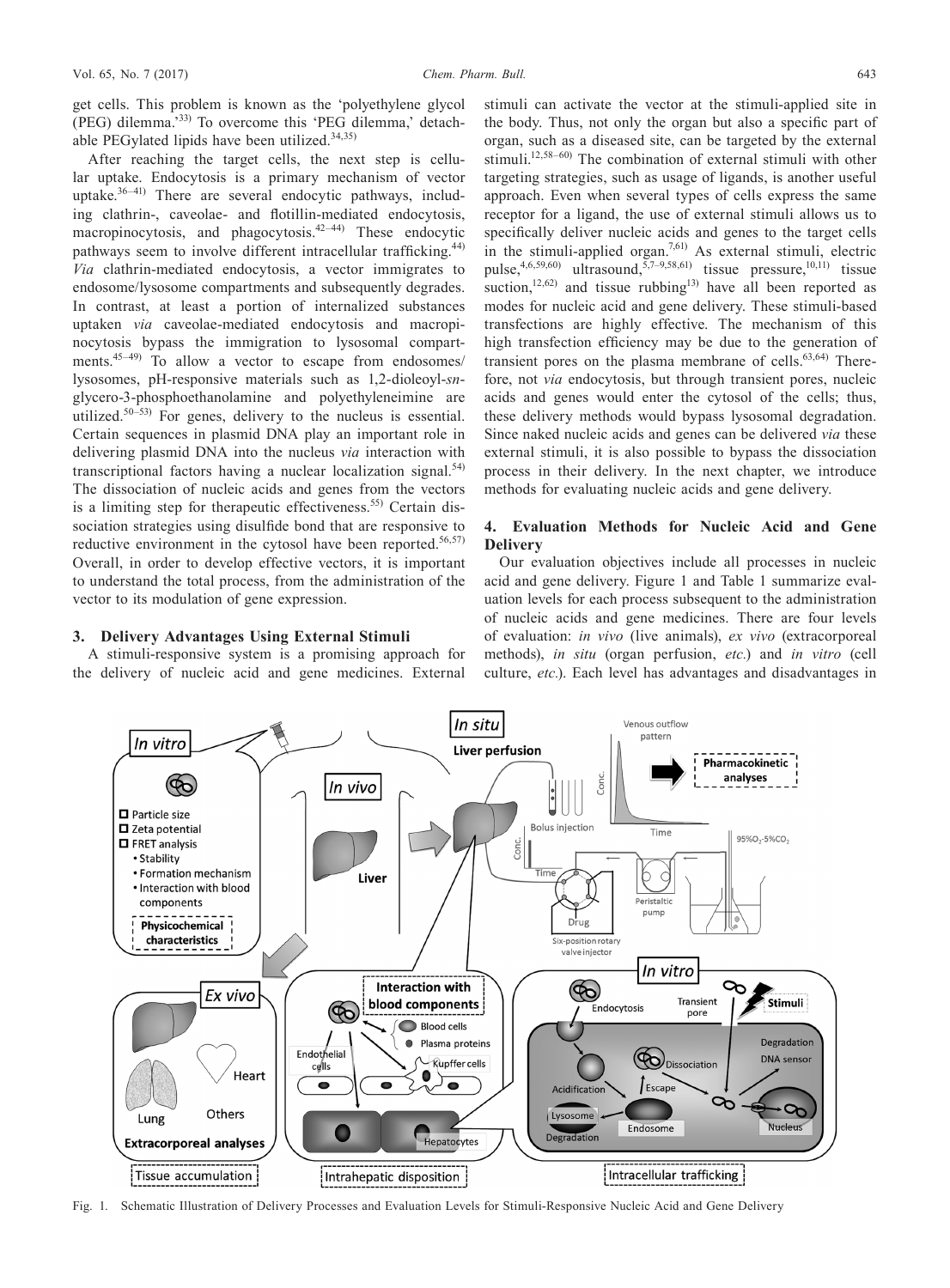get cells. This problem is known as the 'polyethylene glycol (PEG) dilemma.'[33] To overcome this 'PEG dilemma,' detachable PEGylated lipids have been utilized.[34,35]

After reaching the target cells, the next step is cellular uptake. Endocytosis is a primary mechanism of vector uptake.[36–41] There are several endocytic pathways, including clathrin-, caveolae- and flotillin-mediated endocytosis, macropinocytosis, and phagocytosis.[42–44] These endocytic pathways seem to involve different intracellular trafficking.[44] *Via* clathrin-mediated endocytosis, a vector immigrates to endosome/lysosome compartments and subsequently degrades. In contrast, at least a portion of internalized substances uptaken *via* caveolae-mediated endocytosis and macropinocytosis bypass the immigration to lysosomal compartments.[45–49] To allow a vector to escape from endosomes/lysosomes, pH-responsive materials such as 1,2-dioleoyl-*sn*-glycero-3-phosphoethanolamine and polyethyleneimine are utilized.[50–53] For genes, delivery to the nucleus is essential. Certain sequences in plasmid DNA play an important role in delivering plasmid DNA into the nucleus *via* interaction with transcriptional factors having a nuclear localization signal.[54] The dissociation of nucleic acids and genes from the vectors is a limiting step for therapeutic effectiveness.[55] Certain dissociation strategies using disulfide bond that are responsive to reductive environment in the cytosol have been reported.[56,57] Overall, in order to develop effective vectors, it is important to understand the total process, from the administration of the vector to its modulation of gene expression.

## 3. Delivery Advantages Using External Stimuli

A stimuli-responsive system is a promising approach for the delivery of nucleic acid and gene medicines. External stimuli can activate the vector at the stimuli-applied site in the body. Thus, not only the organ but also a specific part of organ, such as a diseased site, can be targeted by the external stimuli.[12,58–60] The combination of external stimuli with other targeting strategies, such as usage of ligands, is another useful approach. Even when several types of cells express the same receptor for a ligand, the use of external stimuli allows us to specifically deliver nucleic acids and genes to the target cells in the stimuli-applied organ.[7,61] As external stimuli, electric pulse,[4,6,59,60] ultrasound,[5,7–9,58,61] tissue pressure,[10,11] tissue suction,[12,62] and tissue rubbing[13] have all been reported as modes for nucleic acid and gene delivery. These stimuli-based transfections are highly effective. The mechanism of this high transfection efficiency may be due to the generation of transient pores on the plasma membrane of cells.[63,64] Therefore, not *via* endocytosis, but through transient pores, nucleic acids and genes would enter the cytosol of the cells; thus, these delivery methods would bypass lysosomal degradation. Since naked nucleic acids and genes can be delivered *via* these external stimuli, it is also possible to bypass the dissociation process in their delivery. In the next chapter, we introduce methods for evaluating nucleic acids and gene delivery.

## 4. Evaluation Methods for Nucleic Acid and Gene Delivery

Our evaluation objectives include all processes in nucleic acid and gene delivery. Figure 1 and Table 1 summarize evaluation levels for each process subsequent to the administration of nucleic acids and gene medicines. There are four levels of evaluation: *in vivo* (live animals), *ex vivo* (extracorporeal methods), *in situ* (organ perfusion, *etc.*) and *in vitro* (cell culture, *etc.*). Each level has advantages and disadvantages in

Fig. 1. Schematic Illustration of Delivery Processes and Evaluation Levels for Stimuli-Responsive Nucleic Acid and Gene Delivery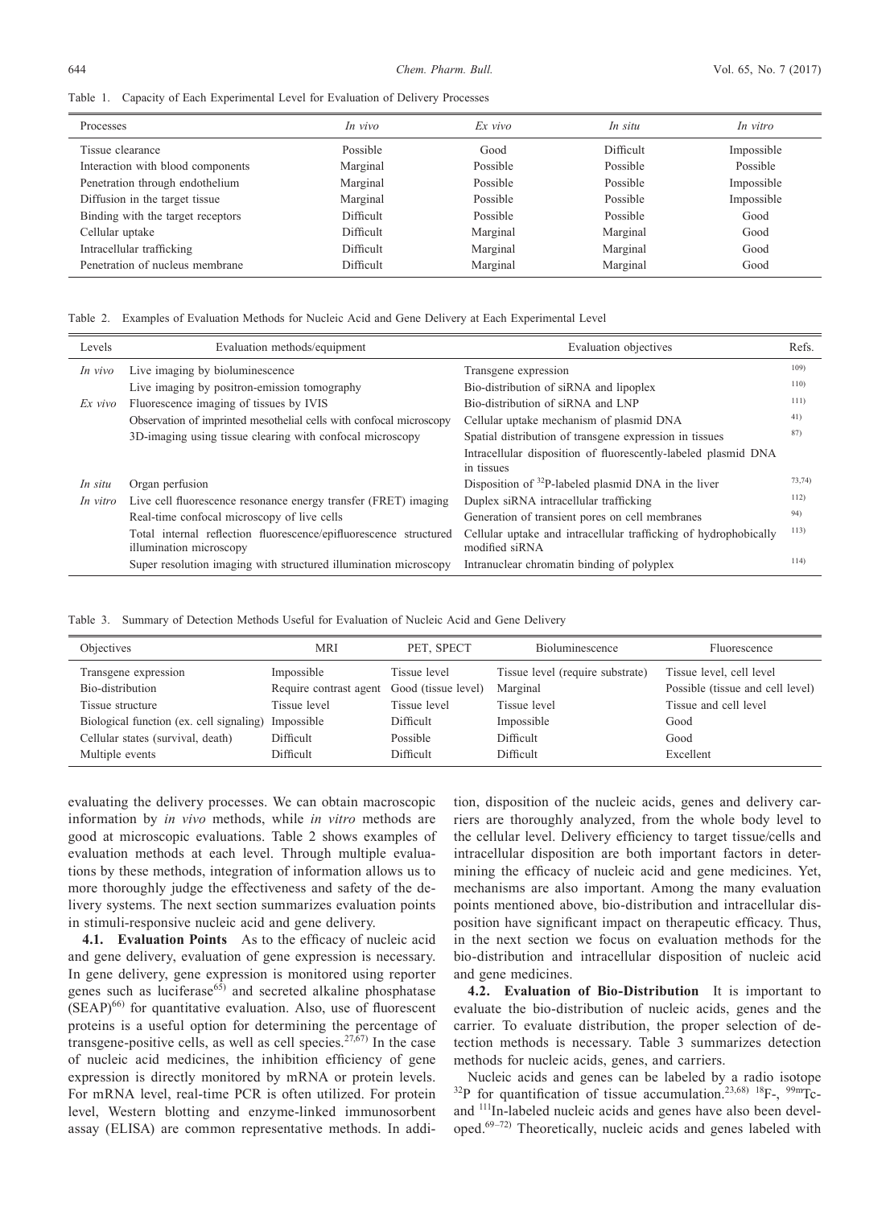Table 1. Capacity of Each Experimental Level for Evaluation of Delivery Processes

| Processes | *In vivo* | *Ex vivo* | *In situ* | *In vitro* |
|---|---|---|---|---|
| Tissue clearance | Possible | Good | Difficult | Impossible |
| Interaction with blood components | Marginal | Possible | Possible | Possible |
| Penetration through endothelium | Marginal | Possible | Possible | Impossible |
| Diffusion in the target tissue | Marginal | Possible | Possible | Impossible |
| Binding with the target receptors | Difficult | Possible | Possible | Good |
| Cellular uptake | Difficult | Marginal | Marginal | Good |
| Intracellular trafficking | Difficult | Marginal | Marginal | Good |
| Penetration of nucleus membrane | Difficult | Marginal | Marginal | Good |

Table 2. Examples of Evaluation Methods for Nucleic Acid and Gene Delivery at Each Experimental Level

| Levels | Evaluation methods/equipment | Evaluation objectives | Refs. |
|---|---|---|---|
| *In vivo* | Live imaging by bioluminescence | Transgene expression | 109) |
| | Live imaging by positron-emission tomography | Bio-distribution of siRNA and lipoplex | 110) |
| *Ex vivo* | Fluorescence imaging of tissues by IVIS | Bio-distribution of siRNA and LNP | 111) |
| | Observation of imprinted mesothelial cells with confocal microscopy | Cellular uptake mechanism of plasmid DNA | 41) |
| | 3D-imaging using tissue clearing with confocal microscopy | Spatial distribution of transgene expression in tissues | 87) |
| | | Intracellular disposition of fluorescently-labeled plasmid DNA in tissues | |
| *In situ* | Organ perfusion | Disposition of $^{32}$P-labeled plasmid DNA in the liver | 73,74) |
| *In vitro* | Live cell fluorescence resonance energy transfer (FRET) imaging | Duplex siRNA intracellular trafficking | 112) |
| | Real-time confocal microscopy of live cells | Generation of transient pores on cell membranes | 94) |
| | Total internal reflection fluorescence/epifluorescence structured illumination microscopy | Cellular uptake and intracellular trafficking of hydrophobically modified siRNA | 113) |
| | Super resolution imaging with structured illumination microscopy | Intranuclear chromatin binding of polyplex | 114) |

Table 3. Summary of Detection Methods Useful for Evaluation of Nucleic Acid and Gene Delivery

| Objectives | MRI | PET, SPECT | Bioluminescence | Fluorescence |
|---|---|---|---|---|
| Transgene expression | Impossible | Tissue level | Tissue level (require substrate) | Tissue level, cell level |
| Bio-distribution | Require contrast agent | Good (tissue level) | Marginal | Possible (tissue and cell level) |
| Tissue structure | Tissue level | Tissue level | Tissue level | Tissue and cell level |
| Biological function (ex. cell signaling) | Impossible | Difficult | Impossible | Good |
| Cellular states (survival, death) | Difficult | Possible | Difficult | Good |
| Multiple events | Difficult | Difficult | Difficult | Excellent |

evaluating the delivery processes. We can obtain macroscopic information by *in vivo* methods, while *in vitro* methods are good at microscopic evaluations. Table 2 shows examples of evaluation methods at each level. Through multiple evaluations by these methods, integration of information allows us to more thoroughly judge the effectiveness and safety of the delivery systems. The next section summarizes evaluation points in stimuli-responsive nucleic acid and gene delivery.

**4.1. Evaluation Points** As to the efficacy of nucleic acid and gene delivery, evaluation of gene expression is necessary. In gene delivery, gene expression is monitored using reporter genes such as luciferase[65] and secreted alkaline phosphatase (SEAP)[66] for quantitative evaluation. Also, use of fluorescent proteins is a useful option for determining the percentage of transgene-positive cells, as well as cell species.[27,67] In the case of nucleic acid medicines, the inhibition efficiency of gene expression is directly monitored by mRNA or protein levels. For mRNA level, real-time PCR is often utilized. For protein level, Western blotting and enzyme-linked immunosorbent assay (ELISA) are common representative methods. In addition, disposition of the nucleic acids, genes and delivery carriers are thoroughly analyzed, from the whole body level to the cellular level. Delivery efficiency to target tissue/cells and intracellular disposition are both important factors in determining the efficacy of nucleic acid and gene medicines. Yet, mechanisms are also important. Among the many evaluation points mentioned above, bio-distribution and intracellular disposition have significant impact on therapeutic efficacy. Thus, in the next section we focus on evaluation methods for the bio-distribution and intracellular disposition of nucleic acid and gene medicines.

**4.2. Evaluation of Bio-Distribution** It is important to evaluate the bio-distribution of nucleic acids, genes and the carrier. To evaluate distribution, the proper selection of detection methods is necessary. Table 3 summarizes detection methods for nucleic acids, genes, and carriers.

Nucleic acids and genes can be labeled by a radio isotope $^{32}$P for quantification of tissue accumulation.[23,68] $^{18}$F-, $^{99m}$Tc- and $^{111}$In-labeled nucleic acids and genes have also been developed.[69–72] Theoretically, nucleic acids and genes labeled with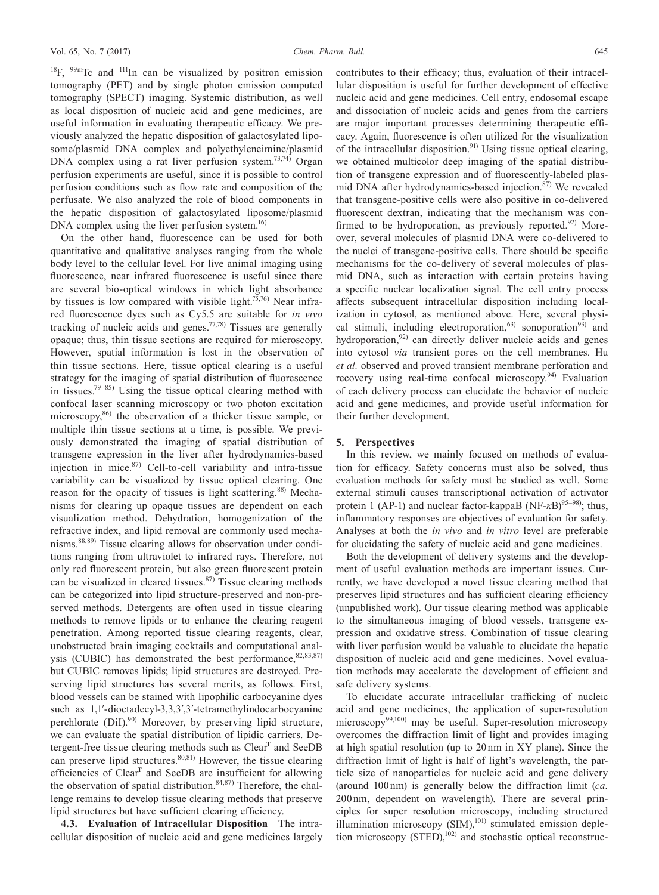$^{18}F$, $^{99m}Tc$ and $^{111}In$ can be visualized by positron emission tomography (PET) and by single photon emission computed tomography (SPECT) imaging. Systemic distribution, as well as local disposition of nucleic acid and gene medicines, are useful information in evaluating therapeutic efficacy. We previously analyzed the hepatic disposition of galactosylated liposome/plasmid DNA complex and polyethyleneimine/plasmid DNA complex using a rat liver perfusion system.[73,74] Organ perfusion experiments are useful, since it is possible to control perfusion conditions such as flow rate and composition of the perfusate. We also analyzed the role of blood components in the hepatic disposition of galactosylated liposome/plasmid DNA complex using the liver perfusion system.[16]

On the other hand, fluorescence can be used for both quantitative and qualitative analyses ranging from the whole body level to the cellular level. For live animal imaging using fluorescence, near infrared fluorescence is useful since there are several bio-optical windows in which light absorbance by tissues is low compared with visible light.[75,76] Near infrared fluorescence dyes such as Cy5.5 are suitable for *in vivo* tracking of nucleic acids and genes.[77,78] Tissues are generally opaque; thus, thin tissue sections are required for microscopy. However, spatial information is lost in the observation of thin tissue sections. Here, tissue optical clearing is a useful strategy for the imaging of spatial distribution of fluorescence in tissues.[79–85] Using the tissue optical clearing method with confocal laser scanning microscopy or two photon excitation microscopy,[86] the observation of a thicker tissue sample, or multiple thin tissue sections at a time, is possible. We previously demonstrated the imaging of spatial distribution of transgene expression in the liver after hydrodynamics-based injection in mice.[87] Cell-to-cell variability and intra-tissue variability can be visualized by tissue optical clearing. One reason for the opacity of tissues is light scattering.[88] Mechanisms for clearing up opaque tissues are dependent on each visualization method. Dehydration, homogenization of the refractive index, and lipid removal are commonly used mechanisms.[88,89] Tissue clearing allows for observation under conditions ranging from ultraviolet to infrared rays. Therefore, not only red fluorescent protein, but also green fluorescent protein can be visualized in cleared tissues.[87] Tissue clearing methods can be categorized into lipid structure-preserved and non-preserved methods. Detergents are often used in tissue clearing methods to remove lipids or to enhance the clearing reagent penetration. Among reported tissue clearing reagents, clear, unobstructed brain imaging cocktails and computational analysis (CUBIC) has demonstrated the best performance,[82,83,87] but CUBIC removes lipids; lipid structures are destroyed. Preserving lipid structures has several merits, as follows. First, blood vessels can be stained with lipophilic carbocyanine dyes such as 1,1′-dioctadecyl-3,3,3′,3′-tetramethylindocarbocyanine perchlorate (DiI).[90] Moreover, by preserving lipid structure, we can evaluate the spatial distribution of lipidic carriers. Detergent-free tissue clearing methods such as $Clear^T$ and SeeDB can preserve lipid structures.[80,81] However, the tissue clearing efficiencies of $Clear^T$ and SeeDB are insufficient for allowing the observation of spatial distribution.[84,87] Therefore, the challenge remains to develop tissue clearing methods that preserve lipid structures but have sufficient clearing efficiency.

**4.3. Evaluation of Intracellular Disposition** The intracellular disposition of nucleic acid and gene medicines largely contributes to their efficacy; thus, evaluation of their intracellular disposition is useful for further development of effective nucleic acid and gene medicines. Cell entry, endosomal escape and dissociation of nucleic acids and genes from the carriers are major important processes determining therapeutic efficacy. Again, fluorescence is often utilized for the visualization of the intracellular disposition.[91] Using tissue optical clearing, we obtained multicolor deep imaging of the spatial distribution of transgene expression and of fluorescently-labeled plasmid DNA after hydrodynamics-based injection.[87] We revealed that transgene-positive cells were also positive in co-delivered fluorescent dextran, indicating that the mechanism was confirmed to be hydroporation, as previously reported.[92] Moreover, several molecules of plasmid DNA were co-delivered to the nuclei of transgene-positive cells. There should be specific mechanisms for the co-delivery of several molecules of plasmid DNA, such as interaction with certain proteins having a specific nuclear localization signal. The cell entry process affects subsequent intracellular disposition including localization in cytosol, as mentioned above. Here, several physical stimuli, including electroporation,[63] sonoporation[93] and hydroporation,[92] can directly deliver nucleic acids and genes into cytosol *via* transient pores on the cell membranes. Hu *et al.* observed and proved transient membrane perforation and recovery using real-time confocal microscopy.[94] Evaluation of each delivery process can elucidate the behavior of nucleic acid and gene medicines, and provide useful information for their further development.

## 5. Perspectives

In this review, we mainly focused on methods of evaluation for efficacy. Safety concerns must also be solved, thus evaluation methods for safety must be studied as well. Some external stimuli causes transcriptional activation of activator protein 1 (AP-1) and nuclear factor-kappaB (NF-$\kappa$B)[95–98]; thus, inflammatory responses are objectives of evaluation for safety. Analyses at both the *in vivo* and *in vitro* level are preferable for elucidating the safety of nucleic acid and gene medicines.

Both the development of delivery systems and the development of useful evaluation methods are important issues. Currently, we have developed a novel tissue clearing method that preserves lipid structures and has sufficient clearing efficiency (unpublished work). Our tissue clearing method was applicable to the simultaneous imaging of blood vessels, transgene expression and oxidative stress. Combination of tissue clearing with liver perfusion would be valuable to elucidate the hepatic disposition of nucleic acid and gene medicines. Novel evaluation methods may accelerate the development of efficient and safe delivery systems.

To elucidate accurate intracellular trafficking of nucleic acid and gene medicines, the application of super-resolution microscopy[99,100] may be useful. Super-resolution microscopy overcomes the diffraction limit of light and provides imaging at high spatial resolution (up to 20 nm in XY plane). Since the diffraction limit of light is half of light's wavelength, the particle size of nanoparticles for nucleic acid and gene delivery (around 100 nm) is generally below the diffraction limit (*ca.* 200 nm, dependent on wavelength). There are several principles for super resolution microscopy, including structured illumination microscopy (SIM),[101] stimulated emission depletion microscopy (STED),[102] and stochastic optical reconstruc-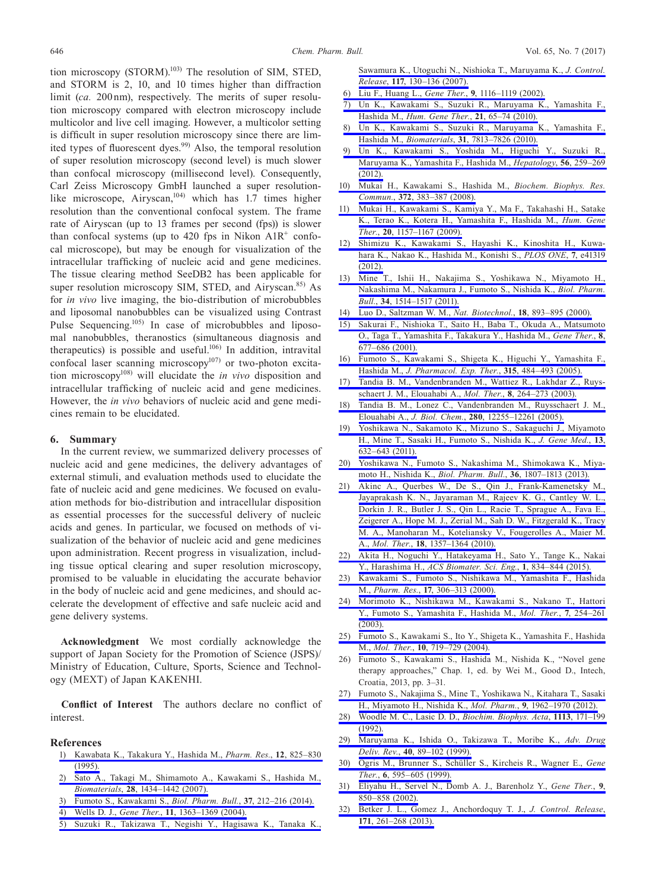tion microscopy (STORM).[103] The resolution of SIM, STED, and STORM is 2, 10, and 10 times higher than diffraction limit (*ca.* 200 nm), respectively. The merits of super resolution microscopy compared with electron microscopy include multicolor and live cell imaging. However, a multicolor setting is difficult in super resolution microscopy since there are limited types of fluorescent dyes.[99] Also, the temporal resolution of super resolution microscopy (second level) is much slower than confocal microscopy (millisecond level). Consequently, Carl Zeiss Microscopy GmbH launched a super resolution-like microscope, Airyscan,[104] which has 1.7 times higher resolution than the conventional confocal system. The frame rate of Airyscan (up to 13 frames per second (fps)) is slower than confocal systems (up to 420 fps in Nikon A1R$^+$ confocal microscope), but may be enough for visualization of the intracellular trafficking of nucleic acid and gene medicines. The tissue clearing method SeeDB2 has been applicable for super resolution microscopy SIM, STED, and Airyscan.[85] As for *in vivo* live imaging, the bio-distribution of microbubbles and liposomal nanobubbles can be visualized using Contrast Pulse Sequencing.[105] In case of microbubbles and liposomal nanobubbles, theranostics (simultaneous diagnosis and therapeutics) is possible and useful.[106] In addition, intravital confocal laser scanning microscopy[107] or two-photon excitation microscopy[108] will elucidate the *in vivo* disposition and intracellular trafficking of nucleic acid and gene medicines. However, the *in vivo* behaviors of nucleic acid and gene medicines remain to be elucidated.

## 6. Summary

In the current review, we summarized delivery processes of nucleic acid and gene medicines, the delivery advantages of external stimuli, and evaluation methods used to elucidate the fate of nucleic acid and gene medicines. We focused on evaluation methods for bio-distribution and intracellular disposition as essential processes for the successful delivery of nucleic acids and genes. In particular, we focused on methods of visualization of the behavior of nucleic acid and gene medicines upon administration. Recent progress in visualization, including tissue optical clearing and super resolution microscopy, promised to be valuable in elucidating the accurate behavior in the body of nucleic acid and gene medicines, and should accelerate the development of effective and safe nucleic acid and gene delivery systems.

**Acknowledgment** We most cordially acknowledge the support of Japan Society for the Promotion of Science (JSPS)/ Ministry of Education, Culture, Sports, Science and Technology (MEXT) of Japan KAKENHI.

**Conflict of Interest** The authors declare no conflict of interest.

## References

1) Kawabata K., Takakura Y., Hashida M., *Pharm. Res.*, **12**, 825–830 (1995).
2) Sato A., Takagi M., Shimamoto A., Kawakami S., Hashida M., *Biomaterials*, **28**, 1434–1442 (2007).
3) Fumoto S., Kawakami S., *Biol. Pharm. Bull.*, **37**, 212–216 (2014).
4) Wells D. J., *Gene Ther.*, **11**, 1363–1369 (2004).
5) Suzuki R., Takizawa T., Negishi Y., Hagisawa K., Tanaka K., Sawamura K., Utoguchi N., Nishioka T., Maruyama K., *J. Control. Release*, **117**, 130–136 (2007).
6) Liu F., Huang L., *Gene Ther.*, **9**, 1116–1119 (2002).
7) Un K., Kawakami S., Suzuki R., Maruyama K., Yamashita F., Hashida M., *Hum. Gene Ther.*, **21**, 65–74 (2010).
8) Un K., Kawakami S., Suzuki R., Maruyama K., Yamashita F., Hashida M., *Biomaterials*, **31**, 7813–7826 (2010).
9) Un K., Kawakami S., Yoshida M., Higuchi Y., Suzuki R., Maruyama K., Yamashita F., Hashida M., *Hepatology*, **56**, 259–269 (2012).
10) Mukai H., Kawakami S., Hashida M., *Biochem. Biophys. Res. Commun.*, **372**, 383–387 (2008).
11) Mukai H., Kawakami S., Kamiya Y., Ma F., Takahashi H., Satake K., Terao K., Kotera H., Yamashita F., Hashida M., *Hum. Gene Ther.*, **20**, 1157–1167 (2009).
12) Shimizu K., Kawakami S., Hayashi K., Kinoshita H., Kuwahara K., Nakao K., Hashida M., Konishi S., *PLOS ONE*, **7**, e41319 (2012).
13) Mine T., Ishii H., Nakajima S., Yoshikawa N., Miyamoto H., Nakashima M., Nakamura J., Fumoto S., Nishida K., *Biol. Pharm. Bull.*, **34**, 1514–1517 (2011).
14) Luo D., Saltzman W. M., *Nat. Biotechnol.*, **18**, 893–895 (2000).
15) Sakurai F., Nishioka T., Saito H., Baba T., Okuda A., Matsumoto O., Taga T., Yamashita F., Takakura Y., Hashida M., *Gene Ther.*, **8**, 677–686 (2001).
16) Fumoto S., Kawakami S., Shigeta K., Higuchi Y., Yamashita F., Hashida M., *J. Pharmacol. Exp. Ther.*, **315**, 484–493 (2005).
17) Tandia B. M., Vandenbranden M., Wattiez R., Lakhdar Z., Ruysschaert J. M., Elouahabi A., *Mol. Ther.*, **8**, 264–273 (2003).
18) Tandia B. M., Lonez C., Vandenbranden M., Ruysschaert J. M., Elouahabi A., *J. Biol. Chem.*, **280**, 12255–12261 (2005).
19) Yoshikawa N., Sakamoto K., Mizuno S., Sakaguchi J., Miyamoto H., Mine T., Sasaki H., Fumoto S., Nishida K., *J. Gene Med.*, **13**, 632–643 (2011).
20) Yoshikawa N., Fumoto S., Nakashima M., Shimokawa K., Miyamoto H., Nishida K., *Biol. Pharm. Bull.*, **36**, 1807–1813 (2013).
21) Akinc A., Querbes W., De S., Qin J., Frank-Kamenetsky M., Jayaprakash K. N., Jayaraman M., Rajeev K. G., Cantley W. L., Dorkin J. R., Butler J. S., Qin L., Racie T., Sprague A., Fava E., Zeigerer A., Hope M. J., Zerial M., Sah D. W., Fitzgerald K., Tracy M. A., Manoharan M., Koteliansky V., Fougerolles A., Maier M. A., *Mol. Ther.*, **18**, 1357–1364 (2010).
22) Akita H., Noguchi Y., Hatakeyama H., Sato Y., Tange K., Nakai Y., Harashima H., *ACS Biomater. Sci. Eng.*, **1**, 834–844 (2015).
23) Kawakami S., Fumoto S., Nishikawa M., Yamashita F., Hashida M., *Pharm. Res.*, **17**, 306–313 (2000).
24) Morimoto K., Nishikawa M., Kawakami S., Nakano T., Hattori Y., Fumoto S., Yamashita F., Hashida M., *Mol. Ther.*, **7**, 254–261 (2003).
25) Fumoto S., Kawakami S., Ito Y., Shigeta K., Yamashita F., Hashida M., *Mol. Ther.*, **10**, 719–729 (2004).
26) Fumoto S., Kawakami S., Hashida M., Nishida K., "Novel gene therapy approaches," Chap. 1, ed. by Wei M., Good D., Intech, Croatia, 2013, pp. 3–31.
27) Fumoto S., Nakajima S., Mine T., Yoshikawa N., Kitahara T., Sasaki H., Miyamoto H., Nishida K., *Mol. Pharm.*, **9**, 1962–1970 (2012).
28) Woodle M. C., Lasic D. D., *Biochim. Biophys. Acta*, **1113**, 171–199 (1992).
29) Maruyama K., Ishida O., Takizawa T., Moribe K., *Adv. Drug Deliv. Rev.*, **40**, 89–102 (1999).
30) Ogris M., Brunner S., Schüller S., Kircheis R., Wagner E., *Gene Ther.*, **6**, 595–605 (1999).
31) Eliyahu H., Servel N., Domb A. J., Barenholz Y., *Gene Ther.*, **9**, 850–858 (2002).
32) Betker J. L., Gomez J., Anchordoquy T. J., *J. Control. Release*, **171**, 261–268 (2013).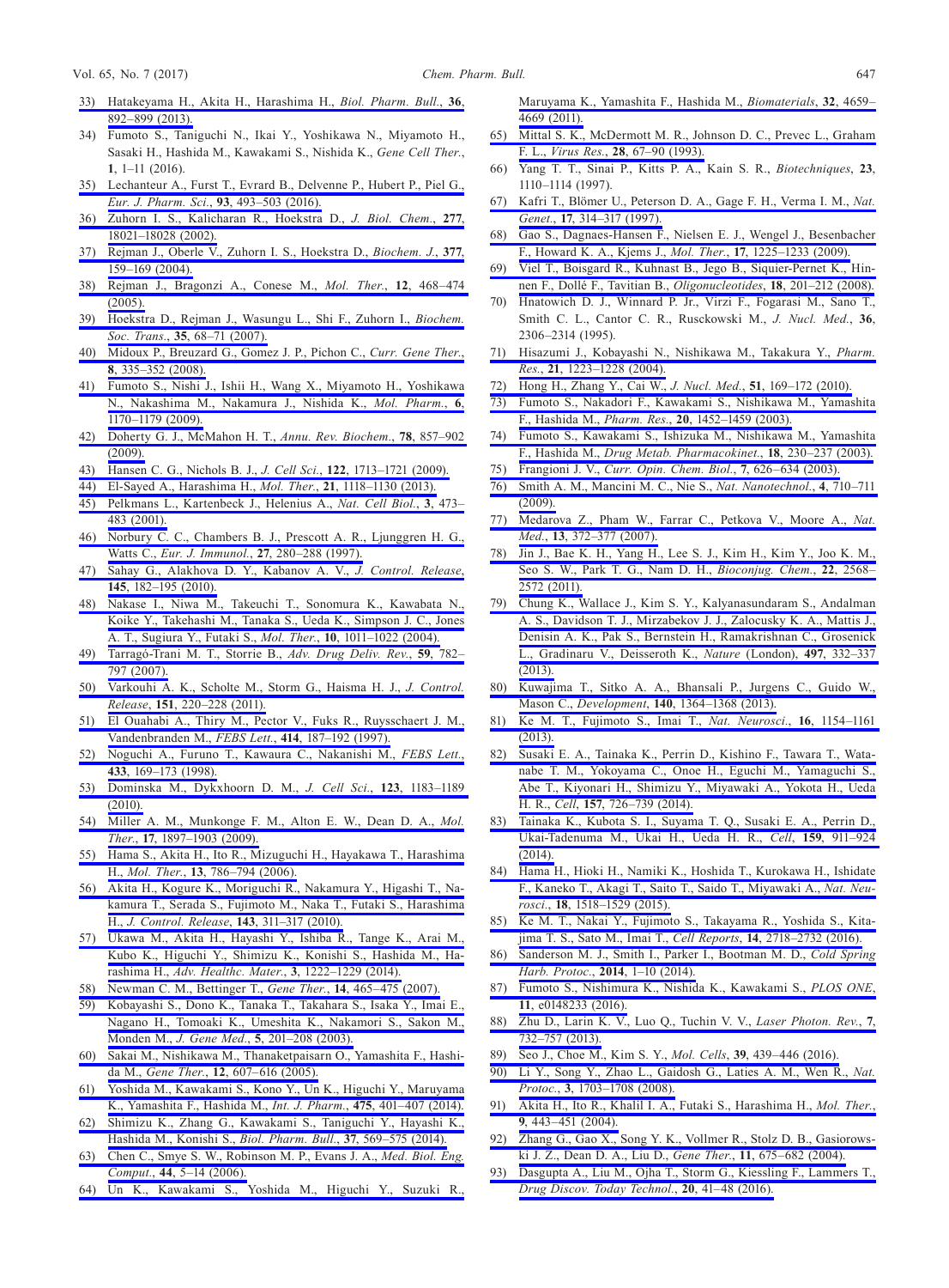33) Hatakeyama H., Akita H., Harashima H., *Biol. Pharm. Bull.*, **36**, 892–899 (2013).
34) Fumoto S., Taniguchi N., Ikai Y., Yoshikawa N., Miyamoto H., Sasaki H., Hashida M., Kawakami S., Nishida K., *Gene Cell Ther.*, **1**, 1–11 (2016).
35) Lechanteur A., Furst T., Evrard B., Delvenne P., Hubert P., Piel G., *Eur. J. Pharm. Sci.*, **93**, 493–503 (2016).
36) Zuhorn I. S., Kalicharan R., Hoekstra D., *J. Biol. Chem.*, **277**, 18021–18028 (2002).
37) Rejman J., Oberle V., Zuhorn I. S., Hoekstra D., *Biochem. J.*, **377**, 159–169 (2004).
38) Rejman J., Bragonzi A., Conese M., *Mol. Ther.*, **12**, 468–474 (2005).
39) Hoekstra D., Rejman J., Wasungu L., Shi F., Zuhorn I., *Biochem. Soc. Trans.*, **35**, 68–71 (2007).
40) Midoux P., Breuzard G., Gomez J. P., Pichon C., *Curr. Gene Ther.*, **8**, 335–352 (2008).
41) Fumoto S., Nishi J., Ishii H., Wang X., Miyamoto H., Yoshikawa N., Nakashima M., Nakamura J., Nishida K., *Mol. Pharm.*, **6**, 1170–1179 (2009).
42) Doherty G. J., McMahon H. T., *Annu. Rev. Biochem.*, **78**, 857–902 (2009).
43) Hansen C. G., Nichols B. J., *J. Cell Sci.*, **122**, 1713–1721 (2009).
44) El-Sayed A., Harashima H., *Mol. Ther.*, **21**, 1118–1130 (2013).
45) Pelkmans L., Kartenbeck J., Helenius A., *Nat. Cell Biol.*, **3**, 473–483 (2001).
46) Norbury C. C., Chambers B. J., Prescott A. R., Ljunggren H. G., Watts C., *Eur. J. Immunol.*, **27**, 280–288 (1997).
47) Sahay G., Alakhova D. Y., Kabanov A. V., *J. Control. Release*, **145**, 182–195 (2010).
48) Nakase I., Niwa M., Takeuchi T., Sonomura K., Kawabata N., Koike Y., Takehashi M., Tanaka S., Ueda K., Simpson J. C., Jones A. T., Sugiura Y., Futaki S., *Mol. Ther.*, **10**, 1011–1022 (2004).
49) Tarragó-Trani M. T., Storrie B., *Adv. Drug Deliv. Rev.*, **59**, 782–797 (2007).
50) Varkouhi A. K., Scholte M., Storm G., Haisma H. J., *J. Control. Release*, **151**, 220–228 (2011).
51) El Ouahabi A., Thiry M., Pector V., Fuks R., Ruysschaert J. M., Vandenbranden M., *FEBS Lett.*, **414**, 187–192 (1997).
52) Noguchi A., Furuno T., Kawaura C., Nakanishi M., *FEBS Lett.*, **433**, 169–173 (1998).
53) Dominska M., Dykxhoorn D. M., *J. Cell Sci.*, **123**, 1183–1189 (2010).
54) Miller A. M., Munkonge F. M., Alton E. W., Dean D. A., *Mol. Ther.*, **17**, 1897–1903 (2009).
55) Hama S., Akita H., Ito R., Mizuguchi H., Hayakawa T., Harashima H., *Mol. Ther.*, **13**, 786–794 (2006).
56) Akita H., Kogure K., Moriguchi R., Nakamura Y., Higashi T., Nakamura T., Serada S., Fujimoto M., Naka T., Futaki S., Harashima H., *J. Control. Release*, **143**, 311–317 (2010).
57) Ukawa M., Akita H., Hayashi Y., Ishiba R., Tange K., Arai M., Kubo K., Higuchi Y., Shimizu K., Konishi S., Hashida M., Harashima H., *Adv. Healthc. Mater.*, **3**, 1222–1229 (2014).
58) Newman C. M., Bettinger T., *Gene Ther.*, **14**, 465–475 (2007).
59) Kobayashi S., Dono K., Tanaka T., Takahara S., Isaka Y., Imai E., Nagano H., Tomoaki K., Umeshita K., Nakamori S., Sakon M., Monden M., *J. Gene Med.*, **5**, 201–208 (2003).
60) Sakai M., Nishikawa M., Thanaketpaisarn O., Yamashita F., Hashida M., *Gene Ther.*, **12**, 607–616 (2005).
61) Yoshida M., Kawakami S., Kono Y., Un K., Higuchi Y., Maruyama K., Yamashita F., Hashida M., *Int. J. Pharm.*, **475**, 401–407 (2014).
62) Shimizu K., Zhang G., Kawakami S., Taniguchi Y., Hayashi K., Hashida M., Konishi S., *Biol. Pharm. Bull.*, **37**, 569–575 (2014).
63) Chen C., Smye S. W., Robinson M. P., Evans J. A., *Med. Biol. Eng. Comput.*, **44**, 5–14 (2006).
64) Un K., Kawakami S., Yoshida M., Higuchi Y., Suzuki R., Maruyama K., Yamashita F., Hashida M., *Biomaterials*, **32**, 4659–4669 (2011).
65) Mittal S. K., McDermott M. R., Johnson D. C., Prevec L., Graham F. L., *Virus Res.*, **28**, 67–90 (1993).
66) Yang T. T., Sinai P., Kitts P. A., Kain S. R., *Biotechniques*, **23**, 1110–1114 (1997).
67) Kafri T., Blömer U., Peterson D. A., Gage F. H., Verma I. M., *Nat. Genet.*, **17**, 314–317 (1997).
68) Gao S., Dagnaes-Hansen F., Nielsen E. J., Wengel J., Besenbacher F., Howard K. A., Kjems J., *Mol. Ther.*, **17**, 1225–1233 (2009).
69) Viel T., Boisgard R., Kuhnast B., Jego B., Siquier-Pernet K., Hinnen F., Dollé F., Tavitian B., *Oligonucleotides*, **18**, 201–212 (2008).
70) Hnatowich D. J., Winnard P. Jr., Virzi F., Fogarasi M., Sano T., Smith C. L., Cantor C. R., Rusckowski M., *J. Nucl. Med.*, **36**, 2306–2314 (1995).
71) Hisazumi J., Kobayashi N., Nishikawa M., Takakura Y., *Pharm. Res.*, **21**, 1223–1228 (2004).
72) Hong H., Zhang Y., Cai W., *J. Nucl. Med.*, **51**, 169–172 (2010).
73) Fumoto S., Nakadori F., Kawakami S., Nishikawa M., Yamashita F., Hashida M., *Pharm. Res.*, **20**, 1452–1459 (2003).
74) Fumoto S., Kawakami S., Ishizuka M., Nishikawa M., Yamashita F., Hashida M., *Drug Metab. Pharmacokinet.*, **18**, 230–237 (2003).
75) Frangioni J. V., *Curr. Opin. Chem. Biol.*, **7**, 626–634 (2003).
76) Smith A. M., Mancini M. C., Nie S., *Nat. Nanotechnol.*, **4**, 710–711 (2009).
77) Medarova Z., Pham W., Farrar C., Petkova V., Moore A., *Nat. Med.*, **13**, 372–377 (2007).
78) Jin J., Bae K. H., Yang H., Lee S. J., Kim H., Kim Y., Joo K. M., Seo S. W., Park T. G., Nam D. H., *Bioconjug. Chem.*, **22**, 2568–2572 (2011).
79) Chung K., Wallace J., Kim S. Y., Kalyanasundaram S., Andalman A. S., Davidson T. J., Mirzabekov J. J., Zalocusky K. A., Mattis J., Denisin A. K., Pak S., Bernstein H., Ramakrishnan C., Grosenick L., Gradinaru V., Deisseroth K., *Nature* (London), **497**, 332–337 (2013).
80) Kuwajima T., Sitko A. A., Bhansali P., Jurgens C., Guido W., Mason C., *Development*, **140**, 1364–1368 (2013).
81) Ke M. T., Fujimoto S., Imai T., *Nat. Neurosci.*, **16**, 1154–1161 (2013).
82) Susaki E. A., Tainaka K., Perrin D., Kishino F., Tawara T., Watanabe T. M., Yokoyama C., Onoe H., Eguchi M., Yamaguchi S., Abe T., Kiyonari H., Shimizu Y., Miyawaki A., Yokota H., Ueda H. R., *Cell*, **157**, 726–739 (2014).
83) Tainaka K., Kubota S. I., Suyama T. Q., Susaki E. A., Perrin D., Ukai-Tadenuma M., Ukai H., Ueda H. R., *Cell*, **159**, 911–924 (2014).
84) Hama H., Hioki H., Namiki K., Hoshida T., Kurokawa H., Ishidate F., Kaneko T., Akagi T., Saito T., Saido T., Miyawaki A., *Nat. Neurosci.*, **18**, 1518–1529 (2015).
85) Ke M. T., Nakai Y., Fujimoto S., Takayama R., Yoshida S., Kitajima T. S., Sato M., Imai T., *Cell Reports*, **14**, 2718–2732 (2016).
86) Sanderson M. J., Smith I., Parker I., Bootman M. D., *Cold Spring Harb. Protoc.*, **2014**, 1–10 (2014).
87) Fumoto S., Nishimura K., Nishida K., Kawakami S., *PLOS ONE*, **11**, e0148233 (2016).
88) Zhu D., Larin K. V., Luo Q., Tuchin V. V., *Laser Photon. Rev.*, **7**, 732–757 (2013).
89) Seo J., Choe M., Kim S. Y., *Mol. Cells*, **39**, 439–446 (2016).
90) Li Y., Song Y., Zhao L., Gaidosh G., Laties A. M., Wen R., *Nat. Protoc.*, **3**, 1703–1708 (2008).
91) Akita H., Ito R., Khalil I. A., Futaki S., Harashima H., *Mol. Ther.*, **9**, 443–451 (2004).
92) Zhang G., Gao X., Song Y. K., Vollmer R., Stolz D. B., Gasiorowski J. Z., Dean D. A., Liu D., *Gene Ther.*, **11**, 675–682 (2004).
93) Dasgupta A., Liu M., Ojha T., Storm G., Kiessling F., Lammers T., *Drug Discov. Today Technol.*, **20**, 41–48 (2016).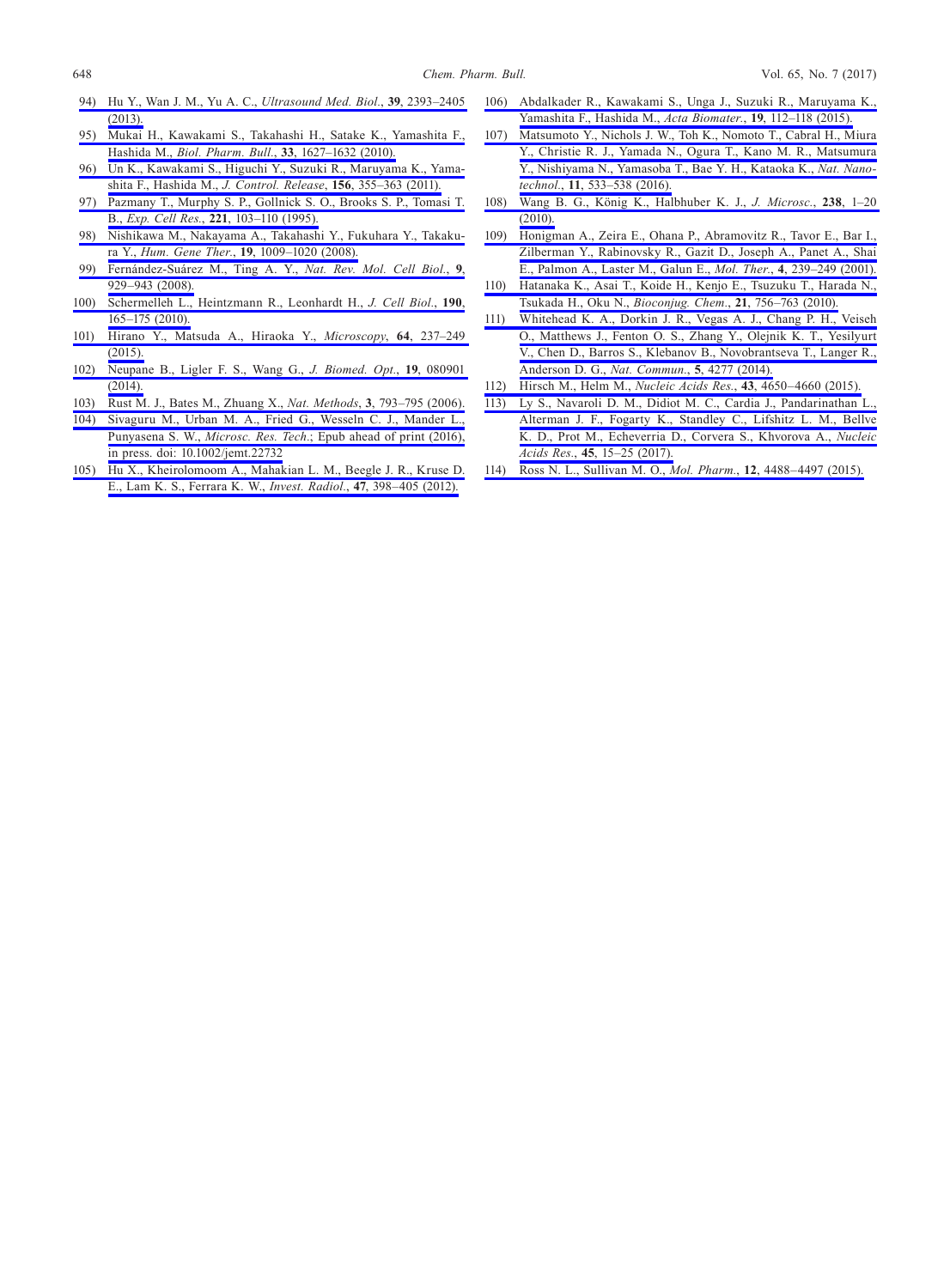94) Hu Y., Wan J. M., Yu A. C., *Ultrasound Med. Biol.*, **39**, 2393–2405 (2013).
95) Mukai H., Kawakami S., Takahashi H., Satake K., Yamashita F., Hashida M., *Biol. Pharm. Bull.*, **33**, 1627–1632 (2010).
96) Un K., Kawakami S., Higuchi Y., Suzuki R., Maruyama K., Yamashita F., Hashida M., *J. Control. Release*, **156**, 355–363 (2011).
97) Pazmany T., Murphy S. P., Gollnick S. O., Brooks S. P., Tomasi T. B., *Exp. Cell Res.*, **221**, 103–110 (1995).
98) Nishikawa M., Nakayama A., Takahashi Y., Fukuhara Y., Takakura Y., *Hum. Gene Ther.*, **19**, 1009–1020 (2008).
99) Fernández-Suárez M., Ting A. Y., *Nat. Rev. Mol. Cell Biol.*, **9**, 929–943 (2008).
100) Schermelleh L., Heintzmann R., Leonhardt H., *J. Cell Biol.*, **190**, 165–175 (2010).
101) Hirano Y., Matsuda A., Hiraoka Y., *Microscopy*, **64**, 237–249 (2015).
102) Neupane B., Ligler F. S., Wang G., *J. Biomed. Opt.*, **19**, 080901 (2014).
103) Rust M. J., Bates M., Zhuang X., *Nat. Methods*, **3**, 793–795 (2006).
104) Sivaguru M., Urban M. A., Fried G., Wesseln C. J., Mander L., Punyasena S. W., *Microsc. Res. Tech.*; Epub ahead of print (2016), in press. doi: 10.1002/jemt.22732
105) Hu X., Kheirolomoom A., Mahakian L. M., Beegle J. R., Kruse D. E., Lam K. S., Ferrara K. W., *Invest. Radiol.*, **47**, 398–405 (2012).
106) Abdalkader R., Kawakami S., Unga J., Suzuki R., Maruyama K., Yamashita F., Hashida M., *Acta Biomater.*, **19**, 112–118 (2015).
107) Matsumoto Y., Nichols J. W., Toh K., Nomoto T., Cabral H., Miura Y., Christie R. J., Yamada N., Ogura T., Kano M. R., Matsumura Y., Nishiyama N., Yamasoba T., Bae Y. H., Kataoka K., *Nat. Nanotechnol.*, **11**, 533–538 (2016).
108) Wang B. G., König K., Halbhuber K. J., *J. Microsc.*, **238**, 1–20 (2010).
109) Honigman A., Zeira E., Ohana P., Abramovitz R., Tavor E., Bar I., Zilberman Y., Rabinovsky R., Gazit D., Joseph A., Panet A., Shai E., Palmon A., Laster M., Galun E., *Mol. Ther.*, **4**, 239–249 (2001).
110) Hatanaka K., Asai T., Koide H., Kenjo E., Tsuzuku T., Harada N., Tsukada H., Oku N., *Bioconjug. Chem.*, **21**, 756–763 (2010).
111) Whitehead K. A., Dorkin J. R., Vegas A. J., Chang P. H., Veiseh O., Matthews J., Fenton O. S., Zhang Y., Olejnik K. T., Yesilyurt V., Chen D., Barros S., Klebanov B., Novobrantseva T., Langer R., Anderson D. G., *Nat. Commun.*, **5**, 4277 (2014).
112) Hirsch M., Helm M., *Nucleic Acids Res.*, **43**, 4650–4660 (2015).
113) Ly S., Navaroli D. M., Didiot M. C., Cardia J., Pandarinathan L., Alterman J. F., Fogarty K., Standley C., Lifshitz L. M., Bellve K. D., Prot M., Echeverria D., Corvera S., Khvorova A., *Nucleic Acids Res.*, **45**, 15–25 (2017).
114) Ross N. L., Sullivan M. O., *Mol. Pharm.*, **12**, 4488–4497 (2015).